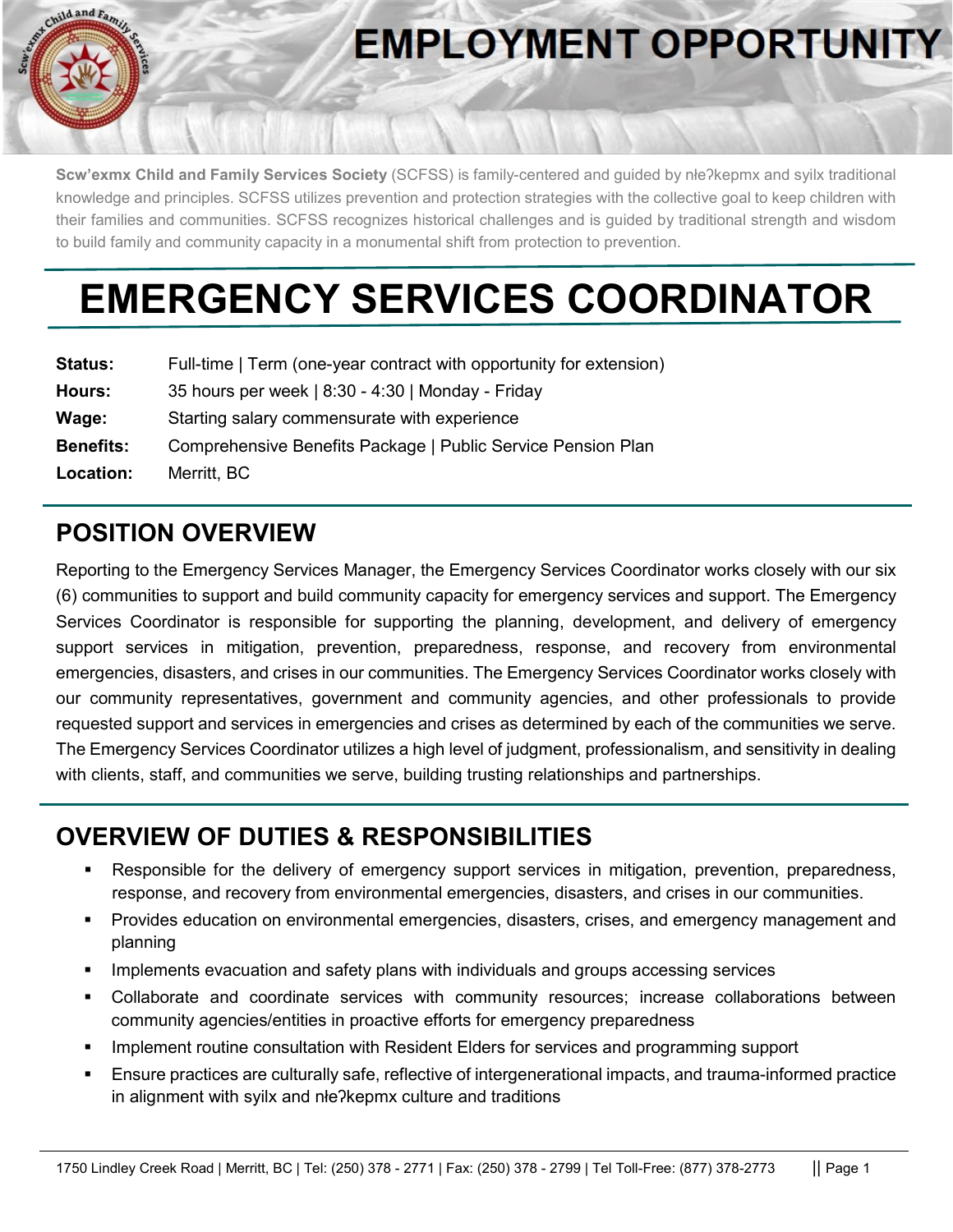# EMPLOYMENT OPPORTUNITY

**Scw'exmx Child and Family Services Society** (SCFSS) is family-centered and guided by nłeʔkepmx and syilx traditional knowledge and principles. SCFSS utilizes prevention and protection strategies with the collective goal to keep children with their families and communities. SCFSS recognizes historical challenges and is guided by traditional strength and wisdom to build family and community capacity in a monumental shift from protection to prevention.

# EMERGENCY SERVICES COORDINATOR

| | |
|---|---|
| **Status:** | Full-time \| Term (one-year contract with opportunity for extension) |
| **Hours:** | 35 hours per week \| 8:30 - 4:30 \| Monday - Friday |
| **Wage:** | Starting salary commensurate with experience |
| **Benefits:** | Comprehensive Benefits Package \| Public Service Pension Plan |
| **Location:** | Merritt, BC |

## POSITION OVERVIEW

Reporting to the Emergency Services Manager, the Emergency Services Coordinator works closely with our six (6) communities to support and build community capacity for emergency services and support. The Emergency Services Coordinator is responsible for supporting the planning, development, and delivery of emergency support services in mitigation, prevention, preparedness, response, and recovery from environmental emergencies, disasters, and crises in our communities. The Emergency Services Coordinator works closely with our community representatives, government and community agencies, and other professionals to provide requested support and services in emergencies and crises as determined by each of the communities we serve. The Emergency Services Coordinator utilizes a high level of judgment, professionalism, and sensitivity in dealing with clients, staff, and communities we serve, building trusting relationships and partnerships.

## OVERVIEW OF DUTIES & RESPONSIBILITIES

- Responsible for the delivery of emergency support services in mitigation, prevention, preparedness, response, and recovery from environmental emergencies, disasters, and crises in our communities.
- Provides education on environmental emergencies, disasters, crises, and emergency management and planning
- Implements evacuation and safety plans with individuals and groups accessing services
- Collaborate and coordinate services with community resources; increase collaborations between community agencies/entities in proactive efforts for emergency preparedness
- Implement routine consultation with Resident Elders for services and programming support
- Ensure practices are culturally safe, reflective of intergenerational impacts, and trauma-informed practice in alignment with syilx and nłeʔkepmx culture and traditions

1750 Lindley Creek Road | Merritt, BC | Tel: (250) 378 - 2771 | Fax: (250) 378 - 2799 | Tel Toll-Free: (877) 378-2773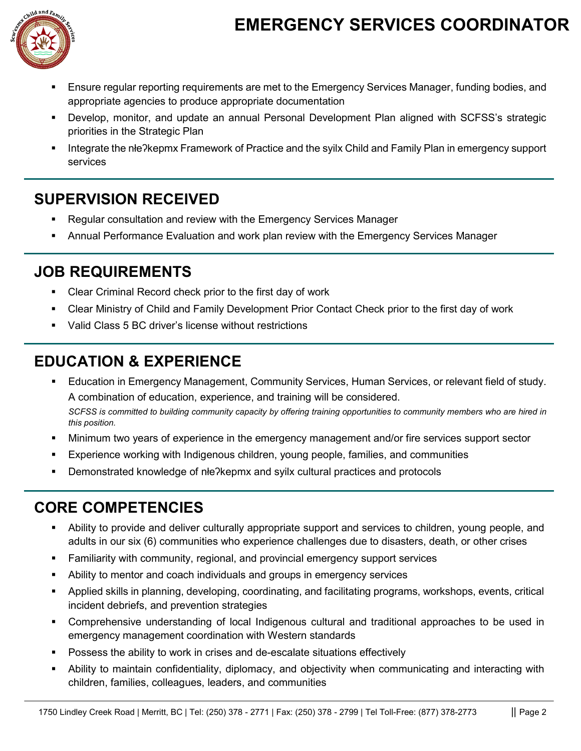- Ensure regular reporting requirements are met to the Emergency Services Manager, funding bodies, and appropriate agencies to produce appropriate documentation
- Develop, monitor, and update an annual Personal Development Plan aligned with SCFSS's strategic priorities in the Strategic Plan
- Integrate the nłeʔkepmx Framework of Practice and the syilx Child and Family Plan in emergency support services

## SUPERVISION RECEIVED

- Regular consultation and review with the Emergency Services Manager
- Annual Performance Evaluation and work plan review with the Emergency Services Manager

## JOB REQUIREMENTS

- Clear Criminal Record check prior to the first day of work
- Clear Ministry of Child and Family Development Prior Contact Check prior to the first day of work
- Valid Class 5 BC driver's license without restrictions

## EDUCATION & EXPERIENCE

- Education in Emergency Management, Community Services, Human Services, or relevant field of study. A combination of education, experience, and training will be considered.
  *SCFSS is committed to building community capacity by offering training opportunities to community members who are hired in this position.*
- Minimum two years of experience in the emergency management and/or fire services support sector
- Experience working with Indigenous children, young people, families, and communities
- Demonstrated knowledge of nłeʔkepmx and syilx cultural practices and protocols

## CORE COMPETENCIES

- Ability to provide and deliver culturally appropriate support and services to children, young people, and adults in our six (6) communities who experience challenges due to disasters, death, or other crises
- Familiarity with community, regional, and provincial emergency support services
- Ability to mentor and coach individuals and groups in emergency services
- Applied skills in planning, developing, coordinating, and facilitating programs, workshops, events, critical incident debriefs, and prevention strategies
- Comprehensive understanding of local Indigenous cultural and traditional approaches to be used in emergency management coordination with Western standards
- Possess the ability to work in crises and de-escalate situations effectively
- Ability to maintain confidentiality, diplomacy, and objectivity when communicating and interacting with children, families, colleagues, leaders, and communities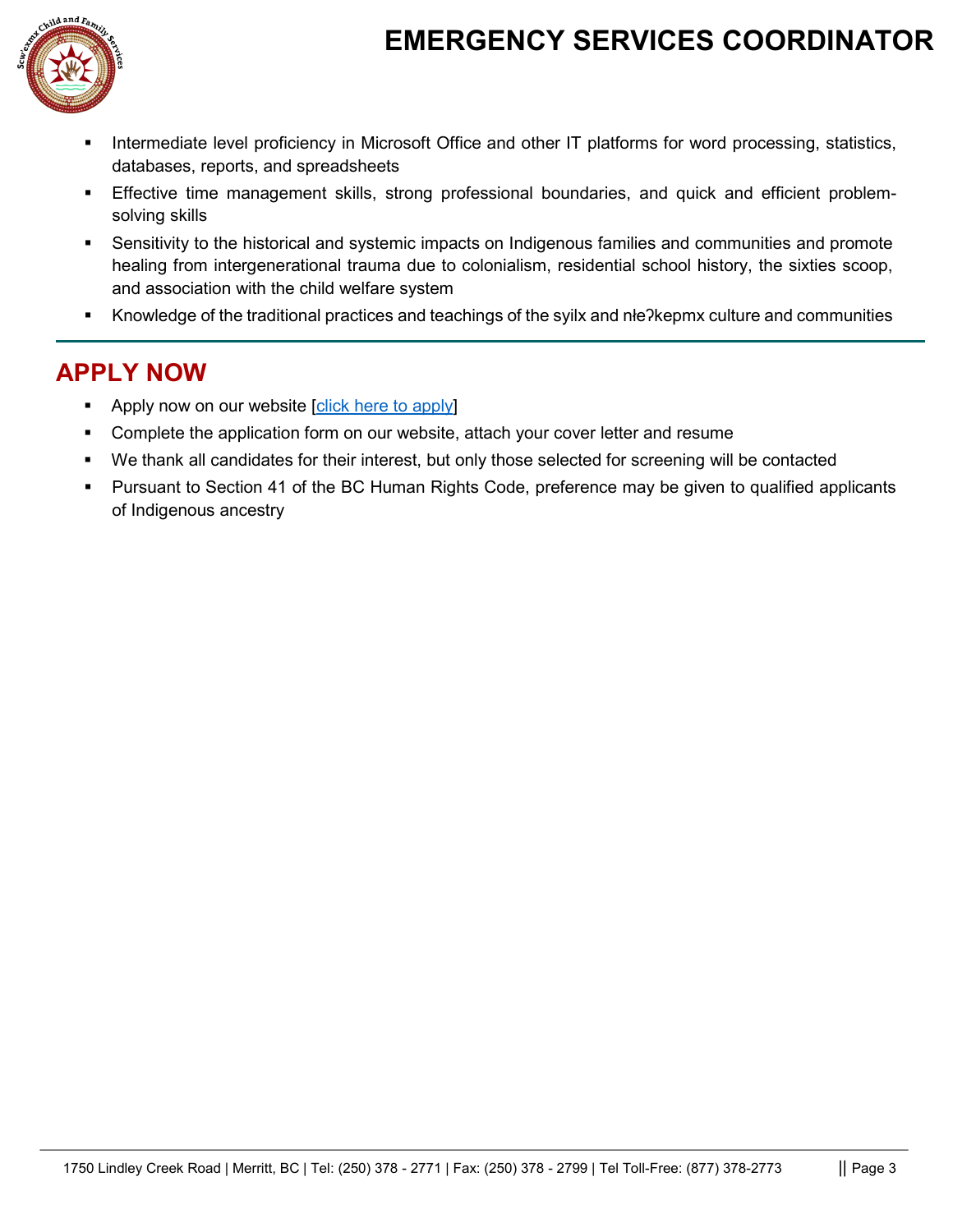- Intermediate level proficiency in Microsoft Office and other IT platforms for word processing, statistics, databases, reports, and spreadsheets
- Effective time management skills, strong professional boundaries, and quick and efficient problem-solving skills
- Sensitivity to the historical and systemic impacts on Indigenous families and communities and promote healing from intergenerational trauma due to colonialism, residential school history, the sixties scoop, and association with the child welfare system
- Knowledge of the traditional practices and teachings of the syilx and nłeʔkepmx culture and communities

## APPLY NOW

- Apply now on our website [click here to apply]
- Complete the application form on our website, attach your cover letter and resume
- We thank all candidates for their interest, but only those selected for screening will be contacted
- Pursuant to Section 41 of the BC Human Rights Code, preference may be given to qualified applicants of Indigenous ancestry